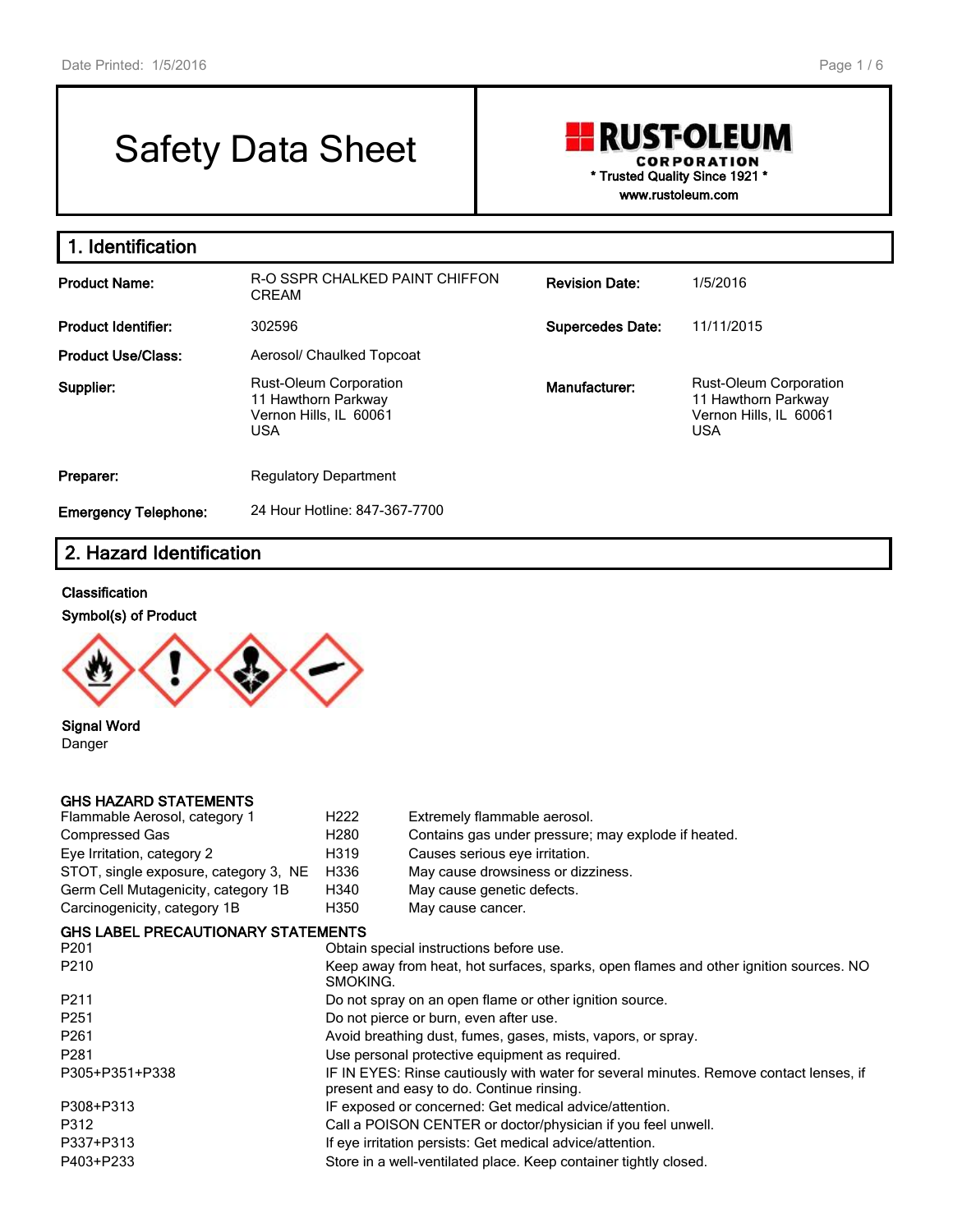# Safety Data Sheet

**RUST-OLEUM CORPORATION**
\* Trusted Quality Since 1921 \*
www.rustoleum.com

## 1. Identification

| | | | |
|---|---|---|---|
| **Product Name:** | R-O SSPR CHALKED PAINT CHIFFON CREAM | **Revision Date:** | 1/5/2016 |
| **Product Identifier:** | 302596 | **Supercedes Date:** | 11/11/2015 |
| **Product Use/Class:** | Aerosol/ Chaulked Topcoat | | |
| **Supplier:** | Rust-Oleum Corporation<br>11 Hawthorn Parkway<br>Vernon Hills, IL 60061<br>USA | **Manufacturer:** | Rust-Oleum Corporation<br>11 Hawthorn Parkway<br>Vernon Hills, IL 60061<br>USA |
| **Preparer:** | Regulatory Department | | |
| **Emergency Telephone:** | 24 Hour Hotline: 847-367-7700 | | |

## 2. Hazard Identification

**Classification**

**Symbol(s) of Product**

**Signal Word**
Danger

**GHS HAZARD STATEMENTS**

| | | |
|---|---|---|
| Flammable Aerosol, category 1 | H222 | Extremely flammable aerosol. |
| Compressed Gas | H280 | Contains gas under pressure; may explode if heated. |
| Eye Irritation, category 2 | H319 | Causes serious eye irritation. |
| STOT, single exposure, category 3, NE | H336 | May cause drowsiness or dizziness. |
| Germ Cell Mutagenicity, category 1B | H340 | May cause genetic defects. |
| Carcinogenicity, category 1B | H350 | May cause cancer. |

**GHS LABEL PRECAUTIONARY STATEMENTS**

| | |
|---|---|
| P201 | Obtain special instructions before use. |
| P210 | Keep away from heat, hot surfaces, sparks, open flames and other ignition sources. NO SMOKING. |
| P211 | Do not spray on an open flame or other ignition source. |
| P251 | Do not pierce or burn, even after use. |
| P261 | Avoid breathing dust, fumes, gases, mists, vapors, or spray. |
| P281 | Use personal protective equipment as required. |
| P305+P351+P338 | IF IN EYES: Rinse cautiously with water for several minutes. Remove contact lenses, if present and easy to do. Continue rinsing. |
| P308+P313 | IF exposed or concerned: Get medical advice/attention. |
| P312 | Call a POISON CENTER or doctor/physician if you feel unwell. |
| P337+P313 | If eye irritation persists: Get medical advice/attention. |
| P403+P233 | Store in a well-ventilated place. Keep container tightly closed. |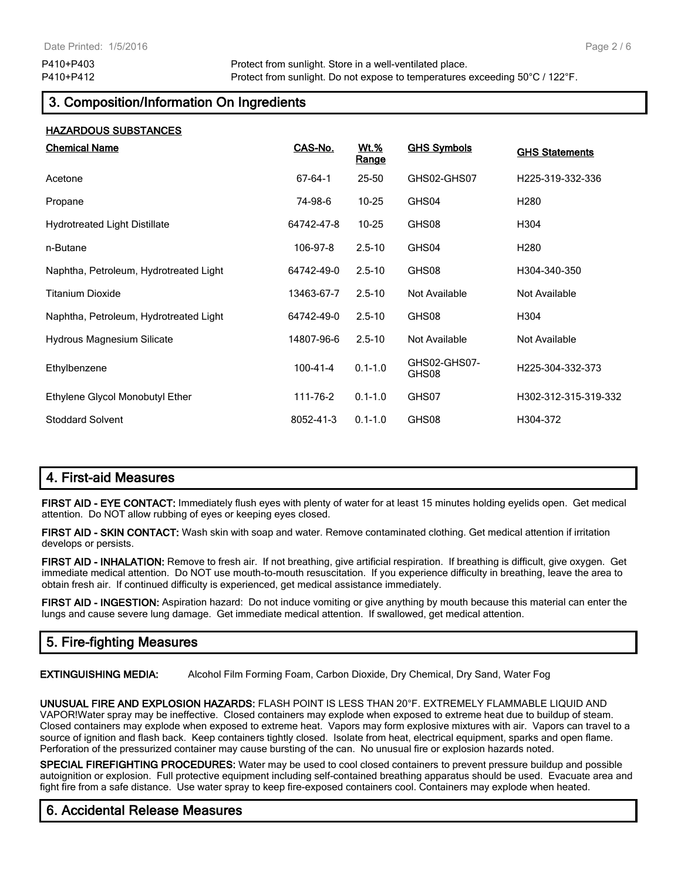| | |
|---|---|
| P410+P403 | Protect from sunlight. Store in a well-ventilated place. |
| P410+P412 | Protect from sunlight. Do not expose to temperatures exceeding 50°C / 122°F. |

## 3. Composition/Information On Ingredients

**HAZARDOUS SUBSTANCES**

| Chemical Name | CAS-No. | Wt.% Range | GHS Symbols | GHS Statements |
|---|---|---|---|---|
| Acetone | 67-64-1 | 25-50 | GHS02-GHS07 | H225-319-332-336 |
| Propane | 74-98-6 | 10-25 | GHS04 | H280 |
| Hydrotreated Light Distillate | 64742-47-8 | 10-25 | GHS08 | H304 |
| n-Butane | 106-97-8 | 2.5-10 | GHS04 | H280 |
| Naphtha, Petroleum, Hydrotreated Light | 64742-49-0 | 2.5-10 | GHS08 | H304-340-350 |
| Titanium Dioxide | 13463-67-7 | 2.5-10 | Not Available | Not Available |
| Naphtha, Petroleum, Hydrotreated Light | 64742-49-0 | 2.5-10 | GHS08 | H304 |
| Hydrous Magnesium Silicate | 14807-96-6 | 2.5-10 | Not Available | Not Available |
| Ethylbenzene | 100-41-4 | 0.1-1.0 | GHS02-GHS07-GHS08 | H225-304-332-373 |
| Ethylene Glycol Monobutyl Ether | 111-76-2 | 0.1-1.0 | GHS07 | H302-312-315-319-332 |
| Stoddard Solvent | 8052-41-3 | 0.1-1.0 | GHS08 | H304-372 |

## 4. First-aid Measures

**FIRST AID - EYE CONTACT:** Immediately flush eyes with plenty of water for at least 15 minutes holding eyelids open. Get medical attention. Do NOT allow rubbing of eyes or keeping eyes closed.

**FIRST AID - SKIN CONTACT:** Wash skin with soap and water. Remove contaminated clothing. Get medical attention if irritation develops or persists.

**FIRST AID - INHALATION:** Remove to fresh air. If not breathing, give artificial respiration. If breathing is difficult, give oxygen. Get immediate medical attention. Do NOT use mouth-to-mouth resuscitation. If you experience difficulty in breathing, leave the area to obtain fresh air. If continued difficulty is experienced, get medical assistance immediately.

**FIRST AID - INGESTION:** Aspiration hazard: Do not induce vomiting or give anything by mouth because this material can enter the lungs and cause severe lung damage. Get immediate medical attention. If swallowed, get medical attention.

## 5. Fire-fighting Measures

**EXTINGUISHING MEDIA:** Alcohol Film Forming Foam, Carbon Dioxide, Dry Chemical, Dry Sand, Water Fog

**UNUSUAL FIRE AND EXPLOSION HAZARDS:** FLASH POINT IS LESS THAN 20°F. EXTREMELY FLAMMABLE LIQUID AND VAPOR!Water spray may be ineffective. Closed containers may explode when exposed to extreme heat due to buildup of steam. Closed containers may explode when exposed to extreme heat. Vapors may form explosive mixtures with air. Vapors can travel to a source of ignition and flash back. Keep containers tightly closed. Isolate from heat, electrical equipment, sparks and open flame. Perforation of the pressurized container may cause bursting of the can. No unusual fire or explosion hazards noted.

**SPECIAL FIREFIGHTING PROCEDURES:** Water may be used to cool closed containers to prevent pressure buildup and possible autoignition or explosion. Full protective equipment including self-contained breathing apparatus should be used. Evacuate area and fight fire from a safe distance. Use water spray to keep fire-exposed containers cool. Containers may explode when heated.

## 6. Accidental Release Measures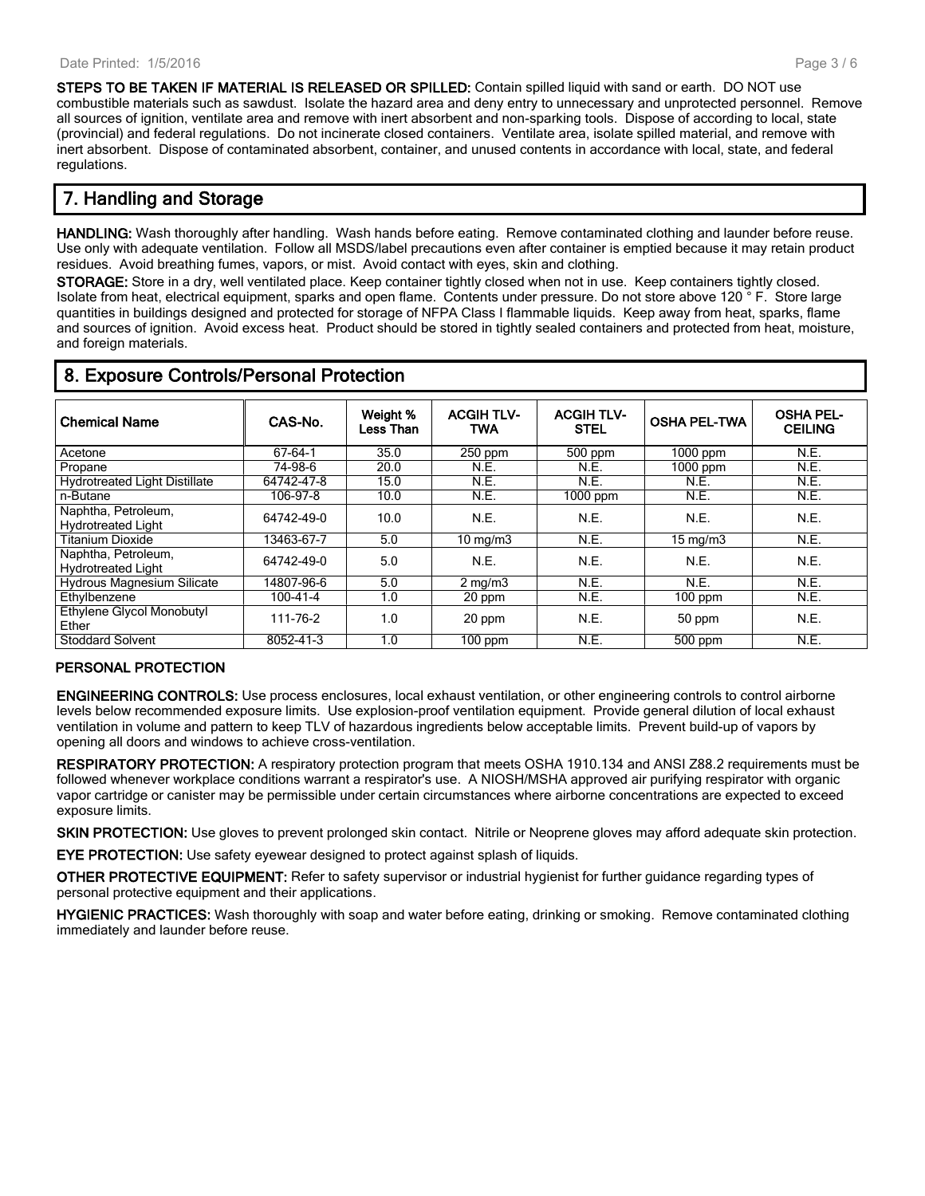**STEPS TO BE TAKEN IF MATERIAL IS RELEASED OR SPILLED:** Contain spilled liquid with sand or earth. DO NOT use combustible materials such as sawdust. Isolate the hazard area and deny entry to unnecessary and unprotected personnel. Remove all sources of ignition, ventilate area and remove with inert absorbent and non-sparking tools. Dispose of according to local, state (provincial) and federal regulations. Do not incinerate closed containers. Ventilate area, isolate spilled material, and remove with inert absorbent. Dispose of contaminated absorbent, container, and unused contents in accordance with local, state, and federal regulations.

## 7. Handling and Storage

**HANDLING:** Wash thoroughly after handling. Wash hands before eating. Remove contaminated clothing and launder before reuse. Use only with adequate ventilation. Follow all MSDS/label precautions even after container is emptied because it may retain product residues. Avoid breathing fumes, vapors, or mist. Avoid contact with eyes, skin and clothing.

**STORAGE:** Store in a dry, well ventilated place. Keep container tightly closed when not in use. Keep containers tightly closed. Isolate from heat, electrical equipment, sparks and open flame. Contents under pressure. Do not store above 120 ° F. Store large quantities in buildings designed and protected for storage of NFPA Class I flammable liquids. Keep away from heat, sparks, flame and sources of ignition. Avoid excess heat. Product should be stored in tightly sealed containers and protected from heat, moisture, and foreign materials.

## 8. Exposure Controls/Personal Protection

| Chemical Name | CAS-No. | Weight % Less Than | ACGIH TLV-TWA | ACGIH TLV-STEL | OSHA PEL-TWA | OSHA PEL-CEILING |
|---|---|---|---|---|---|---|
| Acetone | 67-64-1 | 35.0 | 250 ppm | 500 ppm | 1000 ppm | N.E. |
| Propane | 74-98-6 | 20.0 | N.E. | N.E. | 1000 ppm | N.E. |
| Hydrotreated Light Distillate | 64742-47-8 | 15.0 | N.E. | N.E. | N.E. | N.E. |
| n-Butane | 106-97-8 | 10.0 | N.E. | 1000 ppm | N.E. | N.E. |
| Naphtha, Petroleum, Hydrotreated Light | 64742-49-0 | 10.0 | N.E. | N.E. | N.E. | N.E. |
| Titanium Dioxide | 13463-67-7 | 5.0 | 10 mg/m3 | N.E. | 15 mg/m3 | N.E. |
| Naphtha, Petroleum, Hydrotreated Light | 64742-49-0 | 5.0 | N.E. | N.E. | N.E. | N.E. |
| Hydrous Magnesium Silicate | 14807-96-6 | 5.0 | 2 mg/m3 | N.E. | N.E. | N.E. |
| Ethylbenzene | 100-41-4 | 1.0 | 20 ppm | N.E. | 100 ppm | N.E. |
| Ethylene Glycol Monobutyl Ether | 111-76-2 | 1.0 | 20 ppm | N.E. | 50 ppm | N.E. |
| Stoddard Solvent | 8052-41-3 | 1.0 | 100 ppm | N.E. | 500 ppm | N.E. |

### PERSONAL PROTECTION

**ENGINEERING CONTROLS:** Use process enclosures, local exhaust ventilation, or other engineering controls to control airborne levels below recommended exposure limits. Use explosion-proof ventilation equipment. Provide general dilution of local exhaust ventilation in volume and pattern to keep TLV of hazardous ingredients below acceptable limits. Prevent build-up of vapors by opening all doors and windows to achieve cross-ventilation.

**RESPIRATORY PROTECTION:** A respiratory protection program that meets OSHA 1910.134 and ANSI Z88.2 requirements must be followed whenever workplace conditions warrant a respirator's use. A NIOSH/MSHA approved air purifying respirator with organic vapor cartridge or canister may be permissible under certain circumstances where airborne concentrations are expected to exceed exposure limits.

**SKIN PROTECTION:** Use gloves to prevent prolonged skin contact. Nitrile or Neoprene gloves may afford adequate skin protection.

**EYE PROTECTION:** Use safety eyewear designed to protect against splash of liquids.

**OTHER PROTECTIVE EQUIPMENT:** Refer to safety supervisor or industrial hygienist for further guidance regarding types of personal protective equipment and their applications.

**HYGIENIC PRACTICES:** Wash thoroughly with soap and water before eating, drinking or smoking. Remove contaminated clothing immediately and launder before reuse.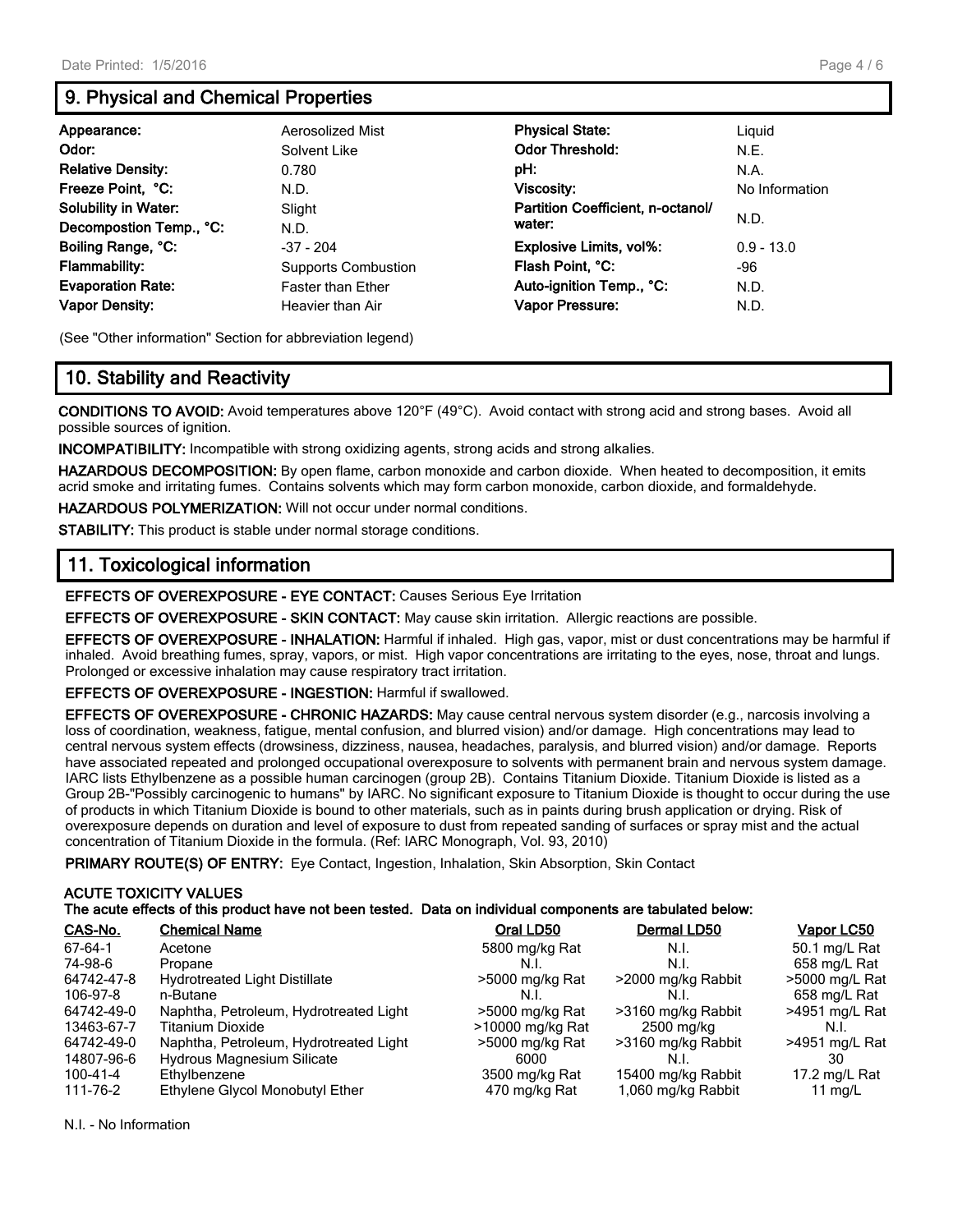## 9. Physical and Chemical Properties

| | | | |
|---|---|---|---|
| **Appearance:** | Aerosolized Mist | **Physical State:** | Liquid |
| **Odor:** | Solvent Like | **Odor Threshold:** | N.E. |
| **Relative Density:** | 0.780 | **pH:** | N.A. |
| **Freeze Point, °C:** | N.D. | **Viscosity:** | No Information |
| **Solubility in Water:** | Slight | **Partition Coefficient, n-octanol/ water:** | N.D. |
| **Decompostion Temp., °C:** | N.D. | | |
| **Boiling Range, °C:** | -37 - 204 | **Explosive Limits, vol%:** | 0.9 - 13.0 |
| **Flammability:** | Supports Combustion | **Flash Point, °C:** | -96 |
| **Evaporation Rate:** | Faster than Ether | **Auto-ignition Temp., °C:** | N.D. |
| **Vapor Density:** | Heavier than Air | **Vapor Pressure:** | N.D. |

(See "Other information" Section for abbreviation legend)

## 10. Stability and Reactivity

**CONDITIONS TO AVOID:** Avoid temperatures above 120°F (49°C). Avoid contact with strong acid and strong bases. Avoid all possible sources of ignition.

**INCOMPATIBILITY:** Incompatible with strong oxidizing agents, strong acids and strong alkalies.

**HAZARDOUS DECOMPOSITION:** By open flame, carbon monoxide and carbon dioxide. When heated to decomposition, it emits acrid smoke and irritating fumes. Contains solvents which may form carbon monoxide, carbon dioxide, and formaldehyde.

**HAZARDOUS POLYMERIZATION:** Will not occur under normal conditions.

**STABILITY:** This product is stable under normal storage conditions.

## 11. Toxicological information

**EFFECTS OF OVEREXPOSURE - EYE CONTACT:** Causes Serious Eye Irritation

**EFFECTS OF OVEREXPOSURE - SKIN CONTACT:** May cause skin irritation. Allergic reactions are possible.

**EFFECTS OF OVEREXPOSURE - INHALATION:** Harmful if inhaled. High gas, vapor, mist or dust concentrations may be harmful if inhaled. Avoid breathing fumes, spray, vapors, or mist. High vapor concentrations are irritating to the eyes, nose, throat and lungs. Prolonged or excessive inhalation may cause respiratory tract irritation.

**EFFECTS OF OVEREXPOSURE - INGESTION:** Harmful if swallowed.

**EFFECTS OF OVEREXPOSURE - CHRONIC HAZARDS:** May cause central nervous system disorder (e.g., narcosis involving a loss of coordination, weakness, fatigue, mental confusion, and blurred vision) and/or damage. High concentrations may lead to central nervous system effects (drowsiness, dizziness, nausea, headaches, paralysis, and blurred vision) and/or damage. Reports have associated repeated and prolonged occupational overexposure to solvents with permanent brain and nervous system damage. IARC lists Ethylbenzene as a possible human carcinogen (group 2B). Contains Titanium Dioxide. Titanium Dioxide is listed as a Group 2B-"Possibly carcinogenic to humans" by IARC. No significant exposure to Titanium Dioxide is thought to occur during the use of products in which Titanium Dioxide is bound to other materials, such as in paints during brush application or drying. Risk of overexposure depends on duration and level of exposure to dust from repeated sanding of surfaces or spray mist and the actual concentration of Titanium Dioxide in the formula. (Ref: IARC Monograph, Vol. 93, 2010)

**PRIMARY ROUTE(S) OF ENTRY:** Eye Contact, Ingestion, Inhalation, Skin Absorption, Skin Contact

**ACUTE TOXICITY VALUES**
**The acute effects of this product have not been tested. Data on individual components are tabulated below:**

| CAS-No. | Chemical Name | Oral LD50 | Dermal LD50 | Vapor LC50 |
|---|---|---|---|---|
| 67-64-1 | Acetone | 5800 mg/kg Rat | N.I. | 50.1 mg/L Rat |
| 74-98-6 | Propane | N.I. | N.I. | 658 mg/L Rat |
| 64742-47-8 | Hydrotreated Light Distillate | >5000 mg/kg Rat | >2000 mg/kg Rabbit | >5000 mg/L Rat |
| 106-97-8 | n-Butane | N.I. | N.I. | 658 mg/L Rat |
| 64742-49-0 | Naphtha, Petroleum, Hydrotreated Light | >5000 mg/kg Rat | >3160 mg/kg Rabbit | >4951 mg/L Rat |
| 13463-67-7 | Titanium Dioxide | >10000 mg/kg Rat | 2500 mg/kg | N.I. |
| 64742-49-0 | Naphtha, Petroleum, Hydrotreated Light | >5000 mg/kg Rat | >3160 mg/kg Rabbit | >4951 mg/L Rat |
| 14807-96-6 | Hydrous Magnesium Silicate | 6000 | N.I. | 30 |
| 100-41-4 | Ethylbenzene | 3500 mg/kg Rat | 15400 mg/kg Rabbit | 17.2 mg/L Rat |
| 111-76-2 | Ethylene Glycol Monobutyl Ether | 470 mg/kg Rat | 1,060 mg/kg Rabbit | 11 mg/L |

N.I. - No Information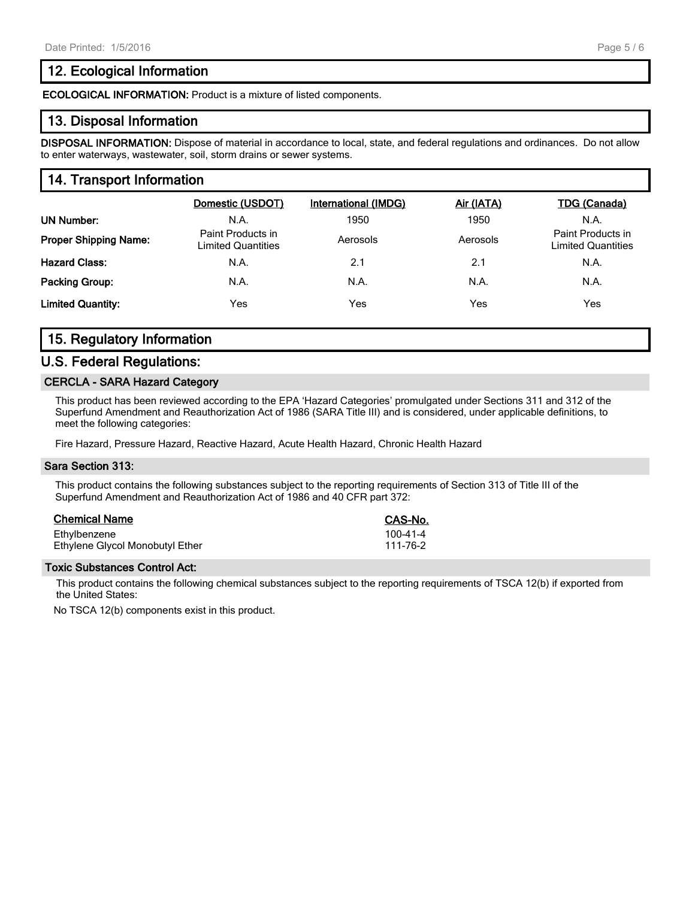## 12. Ecological Information

**ECOLOGICAL INFORMATION:** Product is a mixture of listed components.

## 13. Disposal Information

**DISPOSAL INFORMATION:** Dispose of material in accordance to local, state, and federal regulations and ordinances. Do not allow to enter waterways, wastewater, soil, storm drains or sewer systems.

## 14. Transport Information

| | Domestic (USDOT) | International (IMDG) | Air (IATA) | TDG (Canada) |
|---|---|---|---|---|
| **UN Number:** | N.A. | 1950 | 1950 | N.A. |
| **Proper Shipping Name:** | Paint Products in Limited Quantities | Aerosols | Aerosols | Paint Products in Limited Quantities |
| **Hazard Class:** | N.A. | 2.1 | 2.1 | N.A. |
| **Packing Group:** | N.A. | N.A. | N.A. | N.A. |
| **Limited Quantity:** | Yes | Yes | Yes | Yes |

## 15. Regulatory Information

## U.S. Federal Regulations:

### CERCLA - SARA Hazard Category

This product has been reviewed according to the EPA 'Hazard Categories' promulgated under Sections 311 and 312 of the Superfund Amendment and Reauthorization Act of 1986 (SARA Title III) and is considered, under applicable definitions, to meet the following categories:

Fire Hazard, Pressure Hazard, Reactive Hazard, Acute Health Hazard, Chronic Health Hazard

### Sara Section 313:

This product contains the following substances subject to the reporting requirements of Section 313 of Title III of the Superfund Amendment and Reauthorization Act of 1986 and 40 CFR part 372:

| Chemical Name | CAS-No. |
|---|---|
| Ethylbenzene | 100-41-4 |
| Ethylene Glycol Monobutyl Ether | 111-76-2 |

### Toxic Substances Control Act:

This product contains the following chemical substances subject to the reporting requirements of TSCA 12(b) if exported from the United States:

No TSCA 12(b) components exist in this product.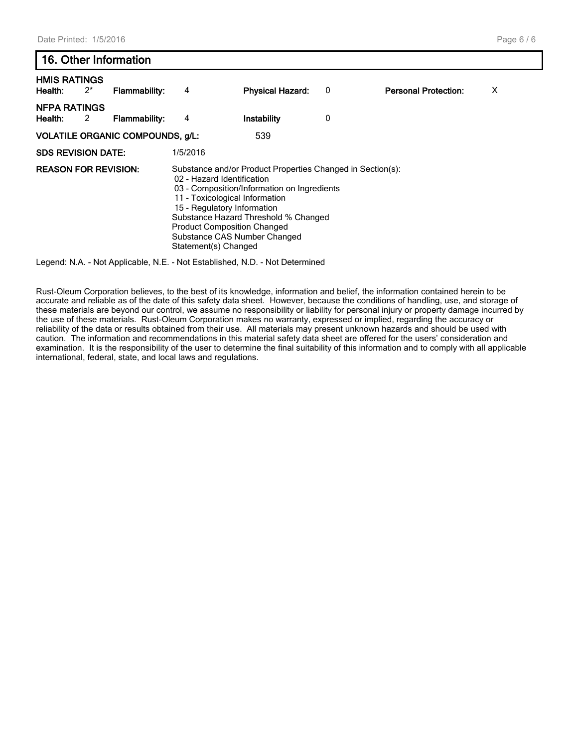## 16. Other Information

**HMIS RATINGS**

| | | | | | | | |
|---|---|---|---|---|---|---|---|
| **Health:** | 2* | **Flammability:** | 4 | **Physical Hazard:** | 0 | **Personal Protection:** | X |

**NFPA RATINGS**

| | | | | | |
|---|---|---|---|---|---|
| **Health:** | 2 | **Flammability:** | 4 | **Instability** | 0 |

**VOLATILE ORGANIC COMPOUNDS, g/L:** 539

**SDS REVISION DATE:** 1/5/2016

**REASON FOR REVISION:** Substance and/or Product Properties Changed in Section(s):
02 - Hazard Identification
03 - Composition/Information on Ingredients
11 - Toxicological Information
15 - Regulatory Information
Substance Hazard Threshold % Changed
Product Composition Changed
Substance CAS Number Changed
Statement(s) Changed

Legend: N.A. - Not Applicable, N.E. - Not Established, N.D. - Not Determined

Rust-Oleum Corporation believes, to the best of its knowledge, information and belief, the information contained herein to be accurate and reliable as of the date of this safety data sheet. However, because the conditions of handling, use, and storage of these materials are beyond our control, we assume no responsibility or liability for personal injury or property damage incurred by the use of these materials. Rust-Oleum Corporation makes no warranty, expressed or implied, regarding the accuracy or reliability of the data or results obtained from their use. All materials may present unknown hazards and should be used with caution. The information and recommendations in this material safety data sheet are offered for the users' consideration and examination. It is the responsibility of the user to determine the final suitability of this information and to comply with all applicable international, federal, state, and local laws and regulations.